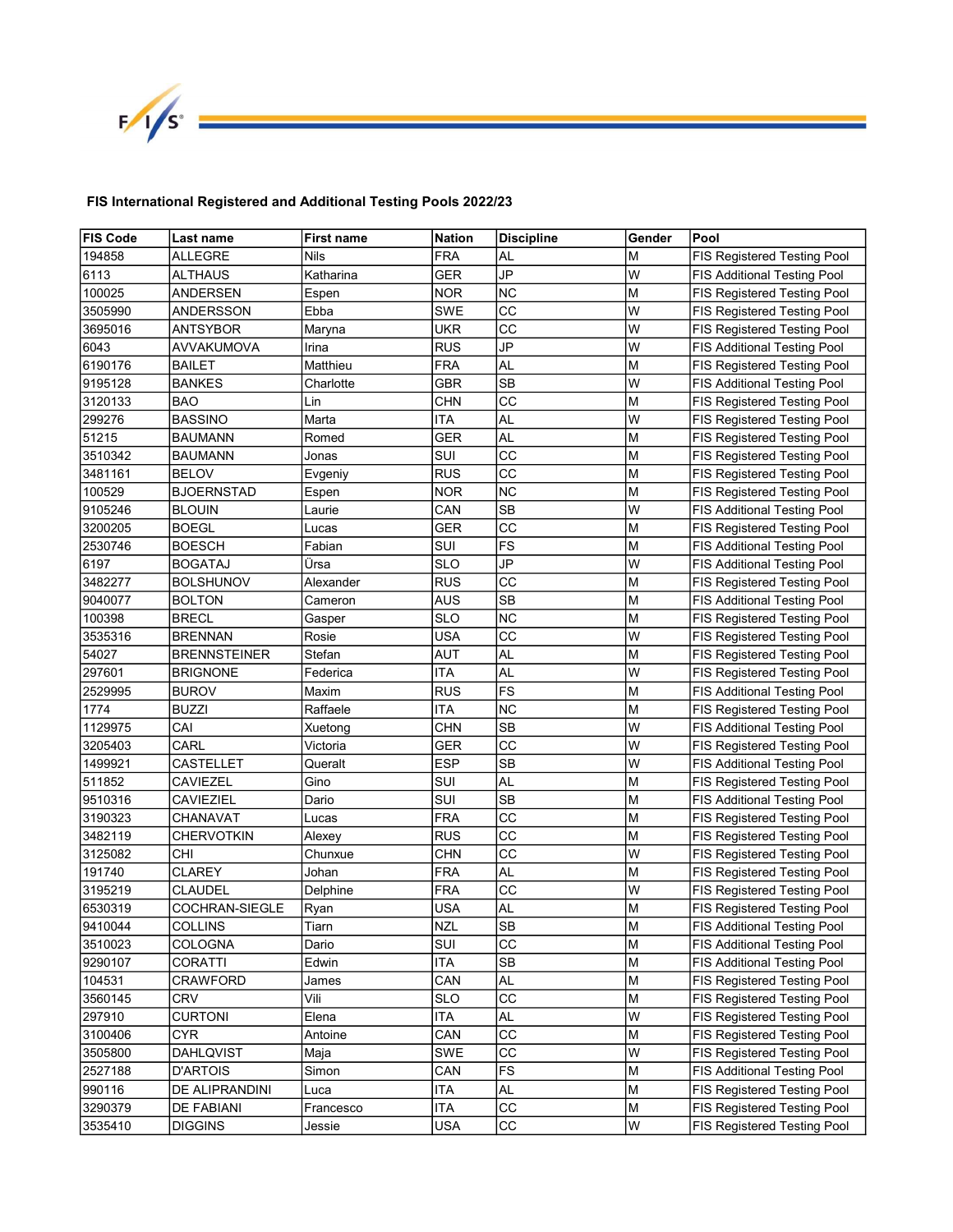# FIS International Registered and Additional Testing Pools 2022/23

| FIS Code | Last name | First name | Nation | Discipline | Gender | Pool |
|---|---|---|---|---|---|---|
| 194858 | ALLEGRE | Nils | FRA | AL | M | FIS Registered Testing Pool |
| 6113 | ALTHAUS | Katharina | GER | JP | W | FIS Additional Testing Pool |
| 100025 | ANDERSEN | Espen | NOR | NC | M | FIS Registered Testing Pool |
| 3505990 | ANDERSSON | Ebba | SWE | CC | W | FIS Registered Testing Pool |
| 3695016 | ANTSYBOR | Maryna | UKR | CC | W | FIS Registered Testing Pool |
| 6043 | AVVAKUMOVA | Irina | RUS | JP | W | FIS Additional Testing Pool |
| 6190176 | BAILET | Matthieu | FRA | AL | M | FIS Registered Testing Pool |
| 9195128 | BANKES | Charlotte | GBR | SB | W | FIS Additional Testing Pool |
| 3120133 | BAO | Lin | CHN | CC | M | FIS Registered Testing Pool |
| 299276 | BASSINO | Marta | ITA | AL | W | FIS Registered Testing Pool |
| 51215 | BAUMANN | Romed | GER | AL | M | FIS Registered Testing Pool |
| 3510342 | BAUMANN | Jonas | SUI | CC | M | FIS Registered Testing Pool |
| 3481161 | BELOV | Evgeniy | RUS | CC | M | FIS Registered Testing Pool |
| 100529 | BJOERNSTAD | Espen | NOR | NC | M | FIS Registered Testing Pool |
| 9105246 | BLOUIN | Laurie | CAN | SB | W | FIS Additional Testing Pool |
| 3200205 | BOEGL | Lucas | GER | CC | M | FIS Registered Testing Pool |
| 2530746 | BOESCH | Fabian | SUI | FS | M | FIS Additional Testing Pool |
| 6197 | BOGATAJ | Ürsa | SLO | JP | W | FIS Additional Testing Pool |
| 3482277 | BOLSHUNOV | Alexander | RUS | CC | M | FIS Registered Testing Pool |
| 9040077 | BOLTON | Cameron | AUS | SB | M | FIS Additional Testing Pool |
| 100398 | BRECL | Gasper | SLO | NC | M | FIS Registered Testing Pool |
| 3535316 | BRENNAN | Rosie | USA | CC | W | FIS Registered Testing Pool |
| 54027 | BRENNSTEINER | Stefan | AUT | AL | M | FIS Registered Testing Pool |
| 297601 | BRIGNONE | Federica | ITA | AL | W | FIS Registered Testing Pool |
| 2529995 | BUROV | Maxim | RUS | FS | M | FIS Additional Testing Pool |
| 1774 | BUZZI | Raffaele | ITA | NC | M | FIS Registered Testing Pool |
| 1129975 | CAI | Xuetong | CHN | SB | W | FIS Additional Testing Pool |
| 3205403 | CARL | Victoria | GER | CC | W | FIS Registered Testing Pool |
| 1499921 | CASTELLET | Queralt | ESP | SB | W | FIS Additional Testing Pool |
| 511852 | CAVIEZEL | Gino | SUI | AL | M | FIS Registered Testing Pool |
| 9510316 | CAVIEZIEL | Dario | SUI | SB | M | FIS Additional Testing Pool |
| 3190323 | CHANAVAT | Lucas | FRA | CC | M | FIS Registered Testing Pool |
| 3482119 | CHERVOTKIN | Alexey | RUS | CC | M | FIS Registered Testing Pool |
| 3125082 | CHI | Chunxue | CHN | CC | W | FIS Registered Testing Pool |
| 191740 | CLAREY | Johan | FRA | AL | M | FIS Registered Testing Pool |
| 3195219 | CLAUDEL | Delphine | FRA | CC | W | FIS Registered Testing Pool |
| 6530319 | COCHRAN-SIEGLE | Ryan | USA | AL | M | FIS Registered Testing Pool |
| 9410044 | COLLINS | Tiarn | NZL | SB | M | FIS Additional Testing Pool |
| 3510023 | COLOGNA | Dario | SUI | CC | M | FIS Additional Testing Pool |
| 9290107 | CORATTI | Edwin | ITA | SB | M | FIS Additional Testing Pool |
| 104531 | CRAWFORD | James | CAN | AL | M | FIS Registered Testing Pool |
| 3560145 | CRV | Vili | SLO | CC | M | FIS Registered Testing Pool |
| 297910 | CURTONI | Elena | ITA | AL | W | FIS Registered Testing Pool |
| 3100406 | CYR | Antoine | CAN | CC | M | FIS Registered Testing Pool |
| 3505800 | DAHLQVIST | Maja | SWE | CC | W | FIS Registered Testing Pool |
| 2527188 | D'ARTOIS | Simon | CAN | FS | M | FIS Additional Testing Pool |
| 990116 | DE ALIPRANDINI | Luca | ITA | AL | M | FIS Registered Testing Pool |
| 3290379 | DE FABIANI | Francesco | ITA | CC | M | FIS Registered Testing Pool |
| 3535410 | DIGGINS | Jessie | USA | CC | W | FIS Registered Testing Pool |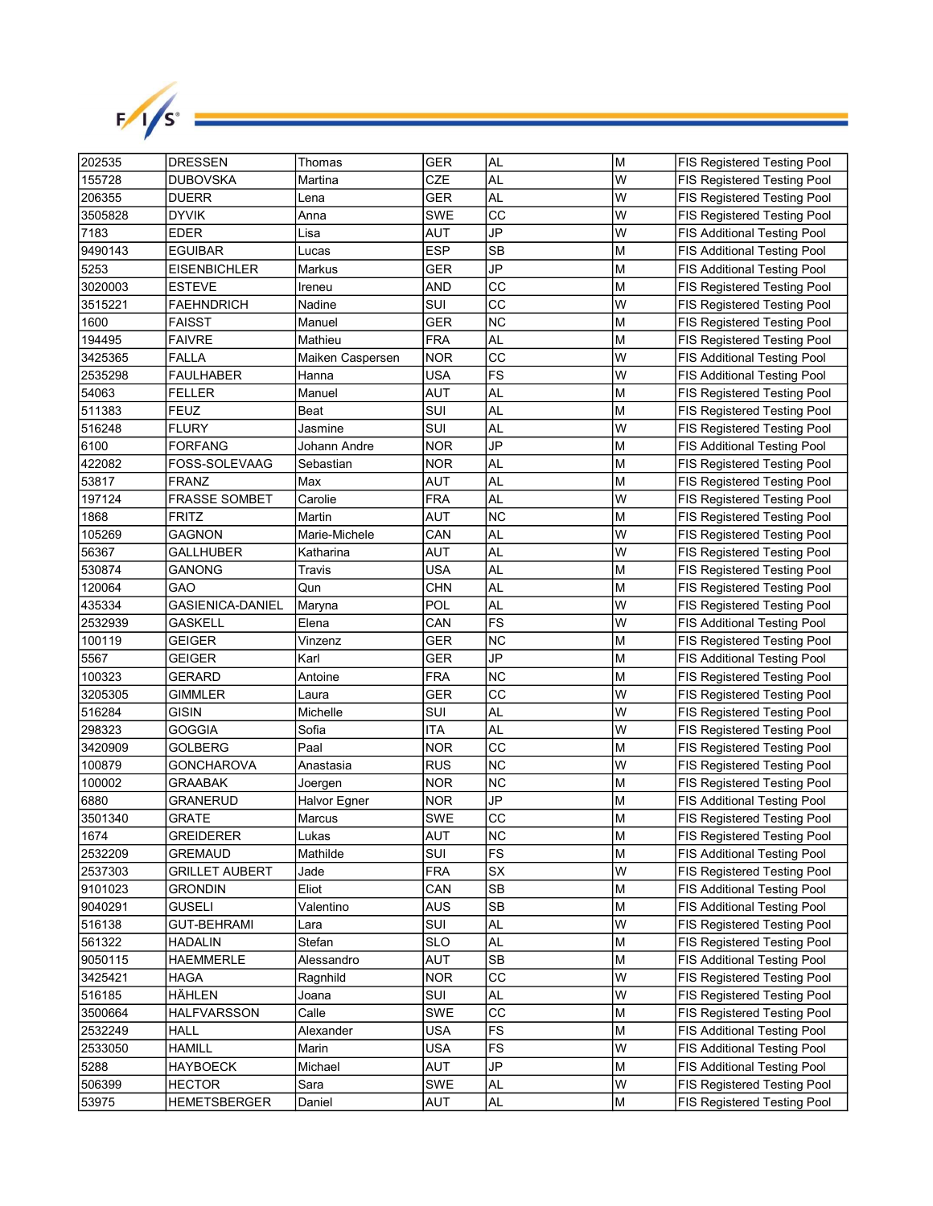| 202535 | DRESSEN | Thomas | GER | AL | M | FIS Registered Testing Pool |
|---|---|---|---|---|---|---|
| 155728 | DUBOVSKA | Martina | CZE | AL | W | FIS Registered Testing Pool |
| 206355 | DUERR | Lena | GER | AL | W | FIS Registered Testing Pool |
| 3505828 | DYVIK | Anna | SWE | CC | W | FIS Registered Testing Pool |
| 7183 | EDER | Lisa | AUT | JP | W | FIS Additional Testing Pool |
| 9490143 | EGUIBAR | Lucas | ESP | SB | M | FIS Additional Testing Pool |
| 5253 | EISENBICHLER | Markus | GER | JP | M | FIS Additional Testing Pool |
| 3020003 | ESTEVE | Ireneu | AND | CC | M | FIS Registered Testing Pool |
| 3515221 | FAEHNDRICH | Nadine | SUI | CC | W | FIS Registered Testing Pool |
| 1600 | FAISST | Manuel | GER | NC | M | FIS Registered Testing Pool |
| 194495 | FAIVRE | Mathieu | FRA | AL | M | FIS Registered Testing Pool |
| 3425365 | FALLA | Maiken Caspersen | NOR | CC | W | FIS Additional Testing Pool |
| 2535298 | FAULHABER | Hanna | USA | FS | W | FIS Additional Testing Pool |
| 54063 | FELLER | Manuel | AUT | AL | M | FIS Registered Testing Pool |
| 511383 | FEUZ | Beat | SUI | AL | M | FIS Registered Testing Pool |
| 516248 | FLURY | Jasmine | SUI | AL | W | FIS Registered Testing Pool |
| 6100 | FORFANG | Johann Andre | NOR | JP | M | FIS Additional Testing Pool |
| 422082 | FOSS-SOLEVAAG | Sebastian | NOR | AL | M | FIS Registered Testing Pool |
| 53817 | FRANZ | Max | AUT | AL | M | FIS Registered Testing Pool |
| 197124 | FRASSE SOMBET | Carolie | FRA | AL | W | FIS Registered Testing Pool |
| 1868 | FRITZ | Martin | AUT | NC | M | FIS Registered Testing Pool |
| 105269 | GAGNON | Marie-Michele | CAN | AL | W | FIS Registered Testing Pool |
| 56367 | GALLHUBER | Katharina | AUT | AL | W | FIS Registered Testing Pool |
| 530874 | GANONG | Travis | USA | AL | M | FIS Registered Testing Pool |
| 120064 | GAO | Qun | CHN | AL | M | FIS Registered Testing Pool |
| 435334 | GASIENICA-DANIEL | Maryna | POL | AL | W | FIS Registered Testing Pool |
| 2532939 | GASKELL | Elena | CAN | FS | W | FIS Additional Testing Pool |
| 100119 | GEIGER | Vinzenz | GER | NC | M | FIS Registered Testing Pool |
| 5567 | GEIGER | Karl | GER | JP | M | FIS Additional Testing Pool |
| 100323 | GERARD | Antoine | FRA | NC | M | FIS Registered Testing Pool |
| 3205305 | GIMMLER | Laura | GER | CC | W | FIS Registered Testing Pool |
| 516284 | GISIN | Michelle | SUI | AL | W | FIS Registered Testing Pool |
| 298323 | GOGGIA | Sofia | ITA | AL | W | FIS Registered Testing Pool |
| 3420909 | GOLBERG | Paal | NOR | CC | M | FIS Registered Testing Pool |
| 100879 | GONCHAROVA | Anastasia | RUS | NC | W | FIS Registered Testing Pool |
| 100002 | GRAABAK | Joergen | NOR | NC | M | FIS Registered Testing Pool |
| 6880 | GRANERUD | Halvor Egner | NOR | JP | M | FIS Additional Testing Pool |
| 3501340 | GRATE | Marcus | SWE | CC | M | FIS Registered Testing Pool |
| 1674 | GREIDERER | Lukas | AUT | NC | M | FIS Registered Testing Pool |
| 2532209 | GREMAUD | Mathilde | SUI | FS | M | FIS Additional Testing Pool |
| 2537303 | GRILLET AUBERT | Jade | FRA | SX | W | FIS Registered Testing Pool |
| 9101023 | GRONDIN | Eliot | CAN | SB | M | FIS Additional Testing Pool |
| 9040291 | GUSELI | Valentino | AUS | SB | M | FIS Additional Testing Pool |
| 516138 | GUT-BEHRAMI | Lara | SUI | AL | W | FIS Registered Testing Pool |
| 561322 | HADALIN | Stefan | SLO | AL | M | FIS Registered Testing Pool |
| 9050115 | HAEMMERLE | Alessandro | AUT | SB | M | FIS Additional Testing Pool |
| 3425421 | HAGA | Ragnhild | NOR | CC | W | FIS Registered Testing Pool |
| 516185 | HÄHLEN | Joana | SUI | AL | W | FIS Registered Testing Pool |
| 3500664 | HALFVARSSON | Calle | SWE | CC | M | FIS Registered Testing Pool |
| 2532249 | HALL | Alexander | USA | FS | M | FIS Additional Testing Pool |
| 2533050 | HAMILL | Marin | USA | FS | W | FIS Additional Testing Pool |
| 5288 | HAYBOECK | Michael | AUT | JP | M | FIS Additional Testing Pool |
| 506399 | HECTOR | Sara | SWE | AL | W | FIS Registered Testing Pool |
| 53975 | HEMETSBERGER | Daniel | AUT | AL | M | FIS Registered Testing Pool |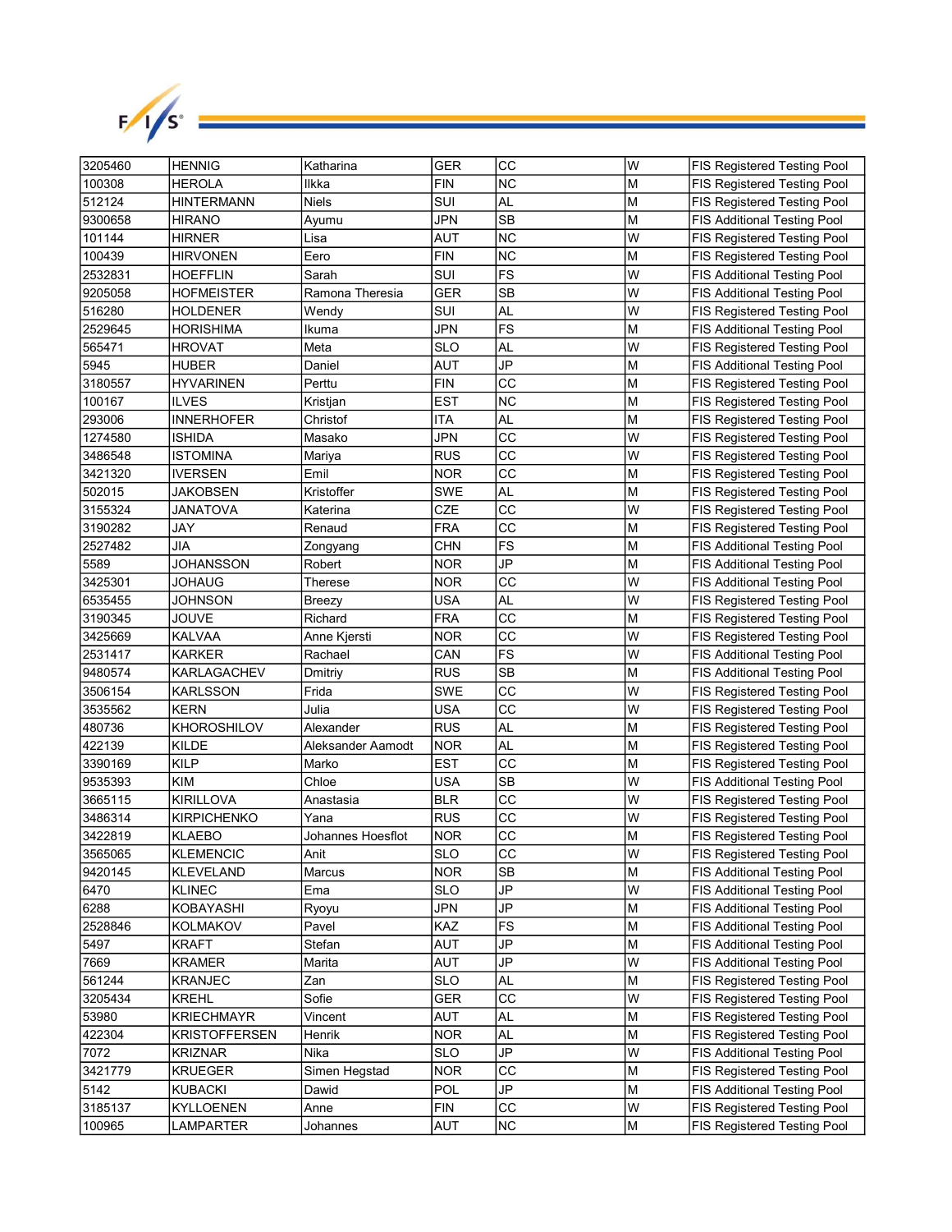| 3205460 | HENNIG | Katharina | GER | CC | W | FIS Registered Testing Pool |
|---|---|---|---|---|---|---|
| 100308 | HEROLA | Ilkka | FIN | NC | M | FIS Registered Testing Pool |
| 512124 | HINTERMANN | Niels | SUI | AL | M | FIS Registered Testing Pool |
| 9300658 | HIRANO | Ayumu | JPN | SB | M | FIS Additional Testing Pool |
| 101144 | HIRNER | Lisa | AUT | NC | W | FIS Registered Testing Pool |
| 100439 | HIRVONEN | Eero | FIN | NC | M | FIS Registered Testing Pool |
| 2532831 | HOEFFLIN | Sarah | SUI | FS | W | FIS Additional Testing Pool |
| 9205058 | HOFMEISTER | Ramona Theresia | GER | SB | W | FIS Additional Testing Pool |
| 516280 | HOLDENER | Wendy | SUI | AL | W | FIS Registered Testing Pool |
| 2529645 | HORISHIMA | Ikuma | JPN | FS | M | FIS Additional Testing Pool |
| 565471 | HROVAT | Meta | SLO | AL | W | FIS Registered Testing Pool |
| 5945 | HUBER | Daniel | AUT | JP | M | FIS Additional Testing Pool |
| 3180557 | HYVARINEN | Perttu | FIN | CC | M | FIS Registered Testing Pool |
| 100167 | ILVES | Kristjan | EST | NC | M | FIS Registered Testing Pool |
| 293006 | INNERHOFER | Christof | ITA | AL | M | FIS Registered Testing Pool |
| 1274580 | ISHIDA | Masako | JPN | CC | W | FIS Registered Testing Pool |
| 3486548 | ISTOMINA | Mariya | RUS | CC | W | FIS Registered Testing Pool |
| 3421320 | IVERSEN | Emil | NOR | CC | M | FIS Registered Testing Pool |
| 502015 | JAKOBSEN | Kristoffer | SWE | AL | M | FIS Registered Testing Pool |
| 3155324 | JANATOVA | Katerina | CZE | CC | W | FIS Registered Testing Pool |
| 3190282 | JAY | Renaud | FRA | CC | M | FIS Registered Testing Pool |
| 2527482 | JIA | Zongyang | CHN | FS | M | FIS Additional Testing Pool |
| 5589 | JOHANSSON | Robert | NOR | JP | M | FIS Additional Testing Pool |
| 3425301 | JOHAUG | Therese | NOR | CC | W | FIS Additional Testing Pool |
| 6535455 | JOHNSON | Breezy | USA | AL | W | FIS Registered Testing Pool |
| 3190345 | JOUVE | Richard | FRA | CC | M | FIS Registered Testing Pool |
| 3425669 | KALVAA | Anne Kjersti | NOR | CC | W | FIS Registered Testing Pool |
| 2531417 | KARKER | Rachael | CAN | FS | W | FIS Additional Testing Pool |
| 9480574 | KARLAGACHEV | Dmitriy | RUS | SB | M | FIS Additional Testing Pool |
| 3506154 | KARLSSON | Frida | SWE | CC | W | FIS Registered Testing Pool |
| 3535562 | KERN | Julia | USA | CC | W | FIS Registered Testing Pool |
| 480736 | KHOROSHILOV | Alexander | RUS | AL | M | FIS Registered Testing Pool |
| 422139 | KILDE | Aleksander Aamodt | NOR | AL | M | FIS Registered Testing Pool |
| 3390169 | KILP | Marko | EST | CC | M | FIS Registered Testing Pool |
| 9535393 | KIM | Chloe | USA | SB | W | FIS Additional Testing Pool |
| 3665115 | KIRILLOVA | Anastasia | BLR | CC | W | FIS Registered Testing Pool |
| 3486314 | KIRPICHENKO | Yana | RUS | CC | W | FIS Registered Testing Pool |
| 3422819 | KLAEBO | Johannes Hoesflot | NOR | CC | M | FIS Registered Testing Pool |
| 3565065 | KLEMENCIC | Anit | SLO | CC | W | FIS Registered Testing Pool |
| 9420145 | KLEVELAND | Marcus | NOR | SB | M | FIS Additional Testing Pool |
| 6470 | KLINEC | Ema | SLO | JP | W | FIS Additional Testing Pool |
| 6288 | KOBAYASHI | Ryoyu | JPN | JP | M | FIS Additional Testing Pool |
| 2528846 | KOLMAKOV | Pavel | KAZ | FS | M | FIS Additional Testing Pool |
| 5497 | KRAFT | Stefan | AUT | JP | M | FIS Additional Testing Pool |
| 7669 | KRAMER | Marita | AUT | JP | W | FIS Additional Testing Pool |
| 561244 | KRANJEC | Zan | SLO | AL | M | FIS Registered Testing Pool |
| 3205434 | KREHL | Sofie | GER | CC | W | FIS Registered Testing Pool |
| 53980 | KRIECHMAYR | Vincent | AUT | AL | M | FIS Registered Testing Pool |
| 422304 | KRISTOFFERSEN | Henrik | NOR | AL | M | FIS Registered Testing Pool |
| 7072 | KRIZNAR | Nika | SLO | JP | W | FIS Additional Testing Pool |
| 3421779 | KRUEGER | Simen Hegstad | NOR | CC | M | FIS Registered Testing Pool |
| 5142 | KUBACKI | Dawid | POL | JP | M | FIS Additional Testing Pool |
| 3185137 | KYLLOENEN | Anne | FIN | CC | W | FIS Registered Testing Pool |
| 100965 | LAMPARTER | Johannes | AUT | NC | M | FIS Registered Testing Pool |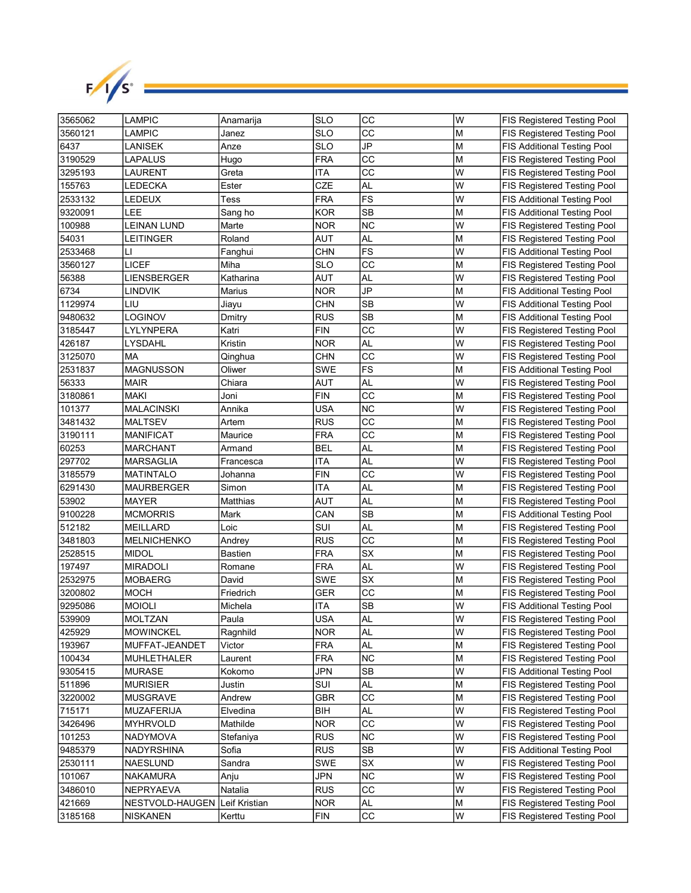| | | | | | | |
|---|---|---|---|---|---|---|
| 3565062 | LAMPIC | Anamarija | SLO | CC | W | FIS Registered Testing Pool |
| 3560121 | LAMPIC | Janez | SLO | CC | M | FIS Registered Testing Pool |
| 6437 | LANISEK | Anze | SLO | JP | M | FIS Additional Testing Pool |
| 3190529 | LAPALUS | Hugo | FRA | CC | M | FIS Registered Testing Pool |
| 3295193 | LAURENT | Greta | ITA | CC | W | FIS Registered Testing Pool |
| 155763 | LEDECKA | Ester | CZE | AL | W | FIS Registered Testing Pool |
| 2533132 | LEDEUX | Tess | FRA | FS | W | FIS Additional Testing Pool |
| 9320091 | LEE | Sang ho | KOR | SB | M | FIS Additional Testing Pool |
| 100988 | LEINAN LUND | Marte | NOR | NC | W | FIS Registered Testing Pool |
| 54031 | LEITINGER | Roland | AUT | AL | M | FIS Registered Testing Pool |
| 2533468 | LI | Fanghui | CHN | FS | W | FIS Additional Testing Pool |
| 3560127 | LICEF | Miha | SLO | CC | M | FIS Registered Testing Pool |
| 56388 | LIENSBERGER | Katharina | AUT | AL | W | FIS Registered Testing Pool |
| 6734 | LINDVIK | Marius | NOR | JP | M | FIS Additional Testing Pool |
| 1129974 | LIU | Jiayu | CHN | SB | W | FIS Additional Testing Pool |
| 9480632 | LOGINOV | Dmitry | RUS | SB | M | FIS Additional Testing Pool |
| 3185447 | LYLYNPERA | Katri | FIN | CC | W | FIS Registered Testing Pool |
| 426187 | LYSDAHL | Kristin | NOR | AL | W | FIS Registered Testing Pool |
| 3125070 | MA | Qinghua | CHN | CC | W | FIS Registered Testing Pool |
| 2531837 | MAGNUSSON | Oliwer | SWE | FS | M | FIS Additional Testing Pool |
| 56333 | MAIR | Chiara | AUT | AL | W | FIS Registered Testing Pool |
| 3180861 | MAKI | Joni | FIN | CC | M | FIS Registered Testing Pool |
| 101377 | MALACINSKI | Annika | USA | NC | W | FIS Registered Testing Pool |
| 3481432 | MALTSEV | Artem | RUS | CC | M | FIS Registered Testing Pool |
| 3190111 | MANIFICAT | Maurice | FRA | CC | M | FIS Registered Testing Pool |
| 60253 | MARCHANT | Armand | BEL | AL | M | FIS Registered Testing Pool |
| 297702 | MARSAGLIA | Francesca | ITA | AL | W | FIS Registered Testing Pool |
| 3185579 | MATINTALO | Johanna | FIN | CC | W | FIS Registered Testing Pool |
| 6291430 | MAURBERGER | Simon | ITA | AL | M | FIS Registered Testing Pool |
| 53902 | MAYER | Matthias | AUT | AL | M | FIS Registered Testing Pool |
| 9100228 | MCMORRIS | Mark | CAN | SB | M | FIS Additional Testing Pool |
| 512182 | MEILLARD | Loic | SUI | AL | M | FIS Registered Testing Pool |
| 3481803 | MELNICHENKO | Andrey | RUS | CC | M | FIS Registered Testing Pool |
| 2528515 | MIDOL | Bastien | FRA | SX | M | FIS Registered Testing Pool |
| 197497 | MIRADOLI | Romane | FRA | AL | W | FIS Registered Testing Pool |
| 2532975 | MOBAERG | David | SWE | SX | M | FIS Registered Testing Pool |
| 3200802 | MOCH | Friedrich | GER | CC | M | FIS Registered Testing Pool |
| 9295086 | MOIOLI | Michela | ITA | SB | W | FIS Additional Testing Pool |
| 539909 | MOLTZAN | Paula | USA | AL | W | FIS Registered Testing Pool |
| 425929 | MOWINCKEL | Ragnhild | NOR | AL | W | FIS Registered Testing Pool |
| 193967 | MUFFAT-JEANDET | Victor | FRA | AL | M | FIS Registered Testing Pool |
| 100434 | MUHLETHALER | Laurent | FRA | NC | M | FIS Registered Testing Pool |
| 9305415 | MURASE | Kokomo | JPN | SB | W | FIS Additional Testing Pool |
| 511896 | MURISIER | Justin | SUI | AL | M | FIS Registered Testing Pool |
| 3220002 | MUSGRAVE | Andrew | GBR | CC | M | FIS Registered Testing Pool |
| 715171 | MUZAFERIJA | Elvedina | BIH | AL | W | FIS Registered Testing Pool |
| 3426496 | MYHRVOLD | Mathilde | NOR | CC | W | FIS Registered Testing Pool |
| 101253 | NADYMOVA | Stefaniya | RUS | NC | W | FIS Registered Testing Pool |
| 9485379 | NADYRSHINA | Sofia | RUS | SB | W | FIS Additional Testing Pool |
| 2530111 | NAESLUND | Sandra | SWE | SX | W | FIS Registered Testing Pool |
| 101067 | NAKAMURA | Anju | JPN | NC | W | FIS Registered Testing Pool |
| 3486010 | NEPRYAEVA | Natalia | RUS | CC | W | FIS Registered Testing Pool |
| 421669 | NESTVOLD-HAUGEN | Leif Kristian | NOR | AL | M | FIS Registered Testing Pool |
| 3185168 | NISKANEN | Kerttu | FIN | CC | W | FIS Registered Testing Pool |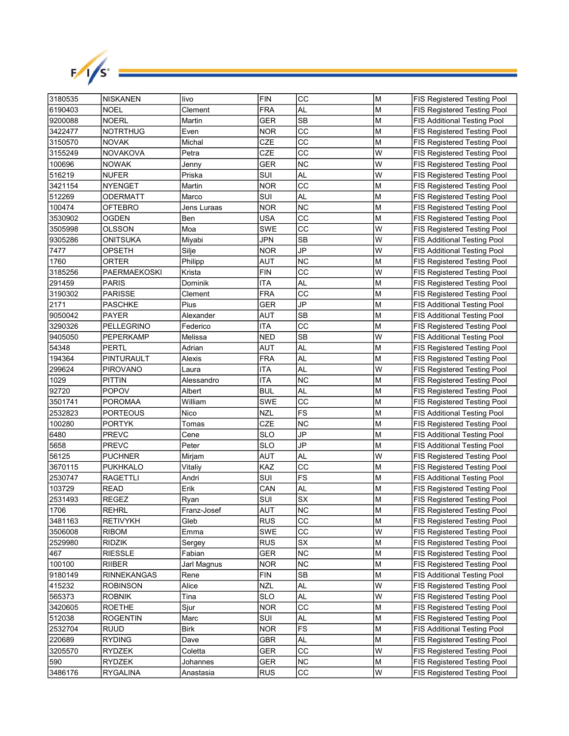| 3180535 | NISKANEN | Iivo | FIN | CC | M | FIS Registered Testing Pool |
|---|---|---|---|---|---|---|
| 6190403 | NOEL | Clement | FRA | AL | M | FIS Registered Testing Pool |
| 9200088 | NOERL | Martin | GER | SB | M | FIS Additional Testing Pool |
| 3422477 | NOTRTHUG | Even | NOR | CC | M | FIS Registered Testing Pool |
| 3150570 | NOVAK | Michal | CZE | CC | M | FIS Registered Testing Pool |
| 3155249 | NOVAKOVA | Petra | CZE | CC | W | FIS Registered Testing Pool |
| 100696 | NOWAK | Jenny | GER | NC | W | FIS Registered Testing Pool |
| 516219 | NUFER | Priska | SUI | AL | W | FIS Registered Testing Pool |
| 3421154 | NYENGET | Martin | NOR | CC | M | FIS Registered Testing Pool |
| 512269 | ODERMATT | Marco | SUI | AL | M | FIS Registered Testing Pool |
| 100474 | OFTEBRO | Jens Luraas | NOR | NC | M | FIS Registered Testing Pool |
| 3530902 | OGDEN | Ben | USA | CC | M | FIS Registered Testing Pool |
| 3505998 | OLSSON | Moa | SWE | CC | W | FIS Registered Testing Pool |
| 9305286 | ONITSUKA | Miyabi | JPN | SB | W | FIS Additional Testing Pool |
| 7477 | OPSETH | Silje | NOR | JP | W | FIS Additional Testing Pool |
| 1760 | ORTER | Philipp | AUT | NC | M | FIS Registered Testing Pool |
| 3185256 | PAERMAEKOSKI | Krista | FIN | CC | W | FIS Registered Testing Pool |
| 291459 | PARIS | Dominik | ITA | AL | M | FIS Registered Testing Pool |
| 3190302 | PARISSE | Clement | FRA | CC | M | FIS Registered Testing Pool |
| 2171 | PASCHKE | Pius | GER | JP | M | FIS Additional Testing Pool |
| 9050042 | PAYER | Alexander | AUT | SB | M | FIS Additional Testing Pool |
| 3290326 | PELLEGRINO | Federico | ITA | CC | M | FIS Registered Testing Pool |
| 9405050 | PEPERKAMP | Melissa | NED | SB | W | FIS Additional Testing Pool |
| 54348 | PERTL | Adrian | AUT | AL | M | FIS Registered Testing Pool |
| 194364 | PINTURAULT | Alexis | FRA | AL | M | FIS Registered Testing Pool |
| 299624 | PIROVANO | Laura | ITA | AL | W | FIS Registered Testing Pool |
| 1029 | PITTIN | Alessandro | ITA | NC | M | FIS Registered Testing Pool |
| 92720 | POPOV | Albert | BUL | AL | M | FIS Registered Testing Pool |
| 3501741 | POROMAA | William | SWE | CC | M | FIS Registered Testing Pool |
| 2532823 | PORTEOUS | Nico | NZL | FS | M | FIS Additional Testing Pool |
| 100280 | PORTYK | Tomas | CZE | NC | M | FIS Registered Testing Pool |
| 6480 | PREVC | Cene | SLO | JP | M | FIS Additional Testing Pool |
| 5658 | PREVC | Peter | SLO | JP | M | FIS Additional Testing Pool |
| 56125 | PUCHNER | Mirjam | AUT | AL | W | FIS Registered Testing Pool |
| 3670115 | PUKHKALO | Vitaliy | KAZ | CC | M | FIS Registered Testing Pool |
| 2530747 | RAGETTLI | Andri | SUI | FS | M | FIS Additional Testing Pool |
| 103729 | READ | Erik | CAN | AL | M | FIS Registered Testing Pool |
| 2531493 | REGEZ | Ryan | SUI | SX | M | FIS Registered Testing Pool |
| 1706 | REHRL | Franz-Josef | AUT | NC | M | FIS Registered Testing Pool |
| 3481163 | RETIVYKH | Gleb | RUS | CC | M | FIS Registered Testing Pool |
| 3506008 | RIBOM | Emma | SWE | CC | W | FIS Registered Testing Pool |
| 2529980 | RIDZIK | Sergey | RUS | SX | M | FIS Registered Testing Pool |
| 467 | RIESSLE | Fabian | GER | NC | M | FIS Registered Testing Pool |
| 100100 | RIIBER | Jarl Magnus | NOR | NC | M | FIS Registered Testing Pool |
| 9180149 | RINNEKANGAS | Rene | FIN | SB | M | FIS Additional Testing Pool |
| 415232 | ROBINSON | Alice | NZL | AL | W | FIS Registered Testing Pool |
| 565373 | ROBNIK | Tina | SLO | AL | W | FIS Registered Testing Pool |
| 3420605 | ROETHE | Sjur | NOR | CC | M | FIS Registered Testing Pool |
| 512038 | ROGENTIN | Marc | SUI | AL | M | FIS Registered Testing Pool |
| 2532704 | RUUD | Birk | NOR | FS | M | FIS Additional Testing Pool |
| 220689 | RYDING | Dave | GBR | AL | M | FIS Registered Testing Pool |
| 3205570 | RYDZEK | Coletta | GER | CC | W | FIS Registered Testing Pool |
| 590 | RYDZEK | Johannes | GER | NC | M | FIS Registered Testing Pool |
| 3486176 | RYGALINA | Anastasia | RUS | CC | W | FIS Registered Testing Pool |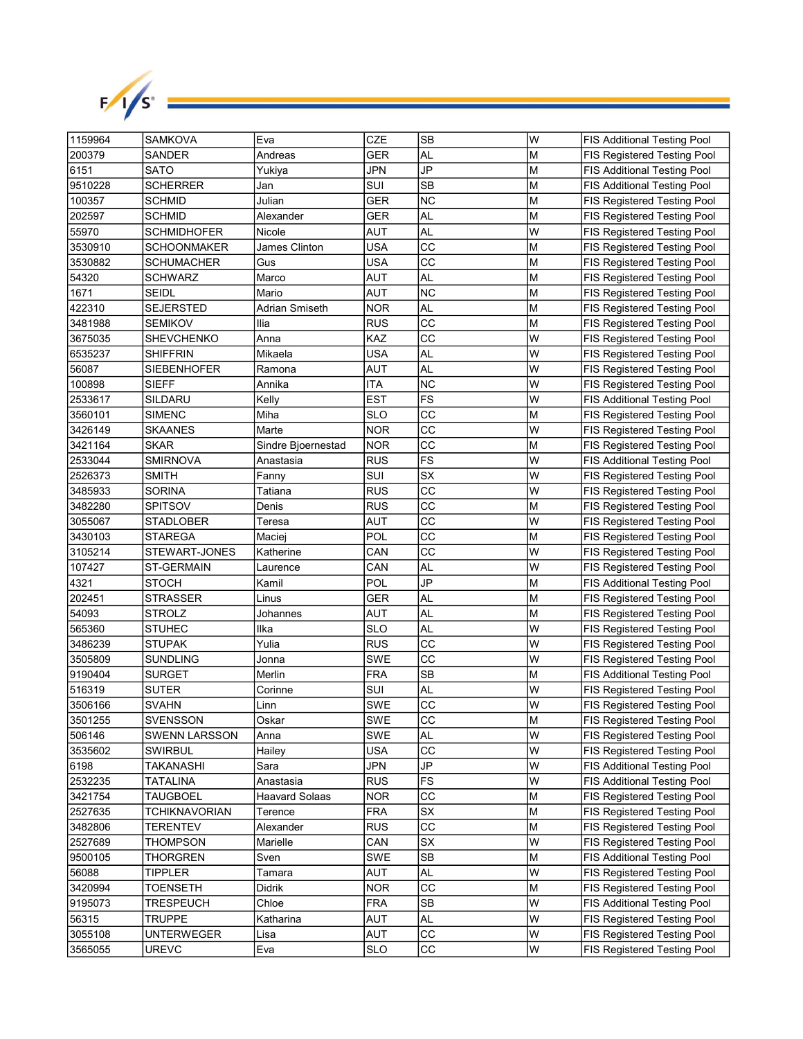| | | | | | | |
|---|---|---|---|---|---|---|
| 1159964 | SAMKOVA | Eva | CZE | SB | W | FIS Additional Testing Pool |
| 200379 | SANDER | Andreas | GER | AL | M | FIS Registered Testing Pool |
| 6151 | SATO | Yukiya | JPN | JP | M | FIS Additional Testing Pool |
| 9510228 | SCHERRER | Jan | SUI | SB | M | FIS Additional Testing Pool |
| 100357 | SCHMID | Julian | GER | NC | M | FIS Registered Testing Pool |
| 202597 | SCHMID | Alexander | GER | AL | M | FIS Registered Testing Pool |
| 55970 | SCHMIDHOFER | Nicole | AUT | AL | W | FIS Registered Testing Pool |
| 3530910 | SCHOONMAKER | James Clinton | USA | CC | M | FIS Registered Testing Pool |
| 3530882 | SCHUMACHER | Gus | USA | CC | M | FIS Registered Testing Pool |
| 54320 | SCHWARZ | Marco | AUT | AL | M | FIS Registered Testing Pool |
| 1671 | SEIDL | Mario | AUT | NC | M | FIS Registered Testing Pool |
| 422310 | SEJERSTED | Adrian Smiseth | NOR | AL | M | FIS Registered Testing Pool |
| 3481988 | SEMIKOV | Ilia | RUS | CC | M | FIS Registered Testing Pool |
| 3675035 | SHEVCHENKO | Anna | KAZ | CC | W | FIS Registered Testing Pool |
| 6535237 | SHIFFRIN | Mikaela | USA | AL | W | FIS Registered Testing Pool |
| 56087 | SIEBENHOFER | Ramona | AUT | AL | W | FIS Registered Testing Pool |
| 100898 | SIEFF | Annika | ITA | NC | W | FIS Registered Testing Pool |
| 2533617 | SILDARU | Kelly | EST | FS | W | FIS Additional Testing Pool |
| 3560101 | SIMENC | Miha | SLO | CC | M | FIS Registered Testing Pool |
| 3426149 | SKAANES | Marte | NOR | CC | W | FIS Registered Testing Pool |
| 3421164 | SKAR | Sindre Bjoernestad | NOR | CC | M | FIS Registered Testing Pool |
| 2533044 | SMIRNOVA | Anastasia | RUS | FS | W | FIS Additional Testing Pool |
| 2526373 | SMITH | Fanny | SUI | SX | W | FIS Registered Testing Pool |
| 3485933 | SORINA | Tatiana | RUS | CC | W | FIS Registered Testing Pool |
| 3482280 | SPITSOV | Denis | RUS | CC | M | FIS Registered Testing Pool |
| 3055067 | STADLOBER | Teresa | AUT | CC | W | FIS Registered Testing Pool |
| 3430103 | STAREGA | Maciej | POL | CC | M | FIS Registered Testing Pool |
| 3105214 | STEWART-JONES | Katherine | CAN | CC | W | FIS Registered Testing Pool |
| 107427 | ST-GERMAIN | Laurence | CAN | AL | W | FIS Registered Testing Pool |
| 4321 | STOCH | Kamil | POL | JP | M | FIS Additional Testing Pool |
| 202451 | STRASSER | Linus | GER | AL | M | FIS Registered Testing Pool |
| 54093 | STROLZ | Johannes | AUT | AL | M | FIS Registered Testing Pool |
| 565360 | STUHEC | Ilka | SLO | AL | W | FIS Registered Testing Pool |
| 3486239 | STUPAK | Yulia | RUS | CC | W | FIS Registered Testing Pool |
| 3505809 | SUNDLING | Jonna | SWE | CC | W | FIS Registered Testing Pool |
| 9190404 | SURGET | Merlin | FRA | SB | M | FIS Additional Testing Pool |
| 516319 | SUTER | Corinne | SUI | AL | W | FIS Registered Testing Pool |
| 3506166 | SVAHN | Linn | SWE | CC | W | FIS Registered Testing Pool |
| 3501255 | SVENSSON | Oskar | SWE | CC | M | FIS Registered Testing Pool |
| 506146 | SWENN LARSSON | Anna | SWE | AL | W | FIS Registered Testing Pool |
| 3535602 | SWIRBUL | Hailey | USA | CC | W | FIS Registered Testing Pool |
| 6198 | TAKANASHI | Sara | JPN | JP | W | FIS Additional Testing Pool |
| 2532235 | TATALINA | Anastasia | RUS | FS | W | FIS Additional Testing Pool |
| 3421754 | TAUGBOEL | Haavard Solaas | NOR | CC | M | FIS Registered Testing Pool |
| 2527635 | TCHIKNAVORIAN | Terence | FRA | SX | M | FIS Registered Testing Pool |
| 3482806 | TERENTEV | Alexander | RUS | CC | M | FIS Registered Testing Pool |
| 2527689 | THOMPSON | Marielle | CAN | SX | W | FIS Registered Testing Pool |
| 9500105 | THORGREN | Sven | SWE | SB | M | FIS Additional Testing Pool |
| 56088 | TIPPLER | Tamara | AUT | AL | W | FIS Registered Testing Pool |
| 3420994 | TOENSETH | Didrik | NOR | CC | M | FIS Registered Testing Pool |
| 9195073 | TRESPEUCH | Chloe | FRA | SB | W | FIS Additional Testing Pool |
| 56315 | TRUPPE | Katharina | AUT | AL | W | FIS Registered Testing Pool |
| 3055108 | UNTERWEGER | Lisa | AUT | CC | W | FIS Registered Testing Pool |
| 3565055 | UREVC | Eva | SLO | CC | W | FIS Registered Testing Pool |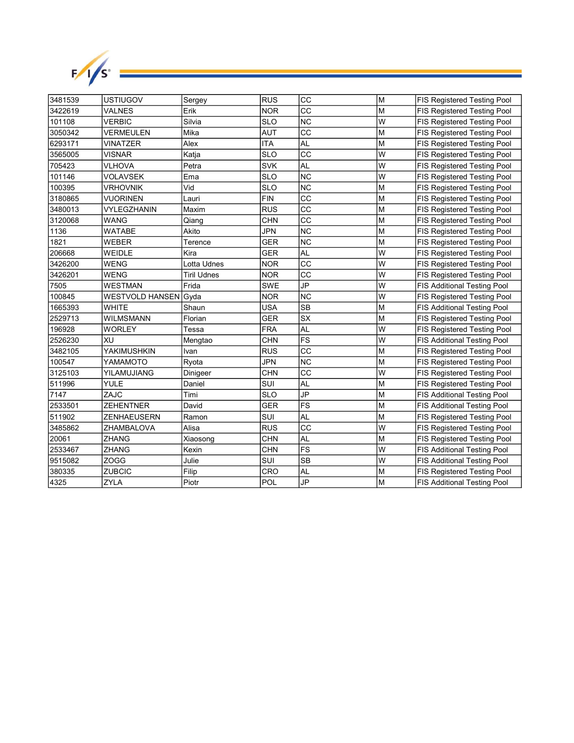| | | | | | | |
|---|---|---|---|---|---|---|
| 3481539 | USTIUGOV | Sergey | RUS | CC | M | FIS Registered Testing Pool |
| 3422619 | VALNES | Erik | NOR | CC | M | FIS Registered Testing Pool |
| 101108 | VERBIC | Silvia | SLO | NC | W | FIS Registered Testing Pool |
| 3050342 | VERMEULEN | Mika | AUT | CC | M | FIS Registered Testing Pool |
| 6293171 | VINATZER | Alex | ITA | AL | M | FIS Registered Testing Pool |
| 3565005 | VISNAR | Katja | SLO | CC | W | FIS Registered Testing Pool |
| 705423 | VLHOVA | Petra | SVK | AL | W | FIS Registered Testing Pool |
| 101146 | VOLAVSEK | Ema | SLO | NC | W | FIS Registered Testing Pool |
| 100395 | VRHOVNIK | Vid | SLO | NC | M | FIS Registered Testing Pool |
| 3180865 | VUORINEN | Lauri | FIN | CC | M | FIS Registered Testing Pool |
| 3480013 | VYLEGZHANIN | Maxim | RUS | CC | M | FIS Registered Testing Pool |
| 3120068 | WANG | Qiang | CHN | CC | M | FIS Registered Testing Pool |
| 1136 | WATABE | Akito | JPN | NC | M | FIS Registered Testing Pool |
| 1821 | WEBER | Terence | GER | NC | M | FIS Registered Testing Pool |
| 206668 | WEIDLE | Kira | GER | AL | W | FIS Registered Testing Pool |
| 3426200 | WENG | Lotta Udnes | NOR | CC | W | FIS Registered Testing Pool |
| 3426201 | WENG | Tiril Udnes | NOR | CC | W | FIS Registered Testing Pool |
| 7505 | WESTMAN | Frida | SWE | JP | W | FIS Additional Testing Pool |
| 100845 | WESTVOLD HANSEN | Gyda | NOR | NC | W | FIS Registered Testing Pool |
| 1665393 | WHITE | Shaun | USA | SB | M | FIS Additional Testing Pool |
| 2529713 | WILMSMANN | Florian | GER | SX | M | FIS Registered Testing Pool |
| 196928 | WORLEY | Tessa | FRA | AL | W | FIS Registered Testing Pool |
| 2526230 | XU | Mengtao | CHN | FS | W | FIS Additional Testing Pool |
| 3482105 | YAKIMUSHKIN | Ivan | RUS | CC | M | FIS Registered Testing Pool |
| 100547 | YAMAMOTO | Ryota | JPN | NC | M | FIS Registered Testing Pool |
| 3125103 | YILAMUJIANG | Dinigeer | CHN | CC | W | FIS Registered Testing Pool |
| 511996 | YULE | Daniel | SUI | AL | M | FIS Registered Testing Pool |
| 7147 | ZAJC | Timi | SLO | JP | M | FIS Additional Testing Pool |
| 2533501 | ZEHENTNER | David | GER | FS | M | FIS Additional Testing Pool |
| 511902 | ZENHAEUSERN | Ramon | SUI | AL | M | FIS Registered Testing Pool |
| 3485862 | ZHAMBALOVA | Alisa | RUS | CC | W | FIS Registered Testing Pool |
| 20061 | ZHANG | Xiaosong | CHN | AL | M | FIS Registered Testing Pool |
| 2533467 | ZHANG | Kexin | CHN | FS | W | FIS Additional Testing Pool |
| 9515082 | ZOGG | Julie | SUI | SB | W | FIS Additional Testing Pool |
| 380335 | ZUBCIC | Filip | CRO | AL | M | FIS Registered Testing Pool |
| 4325 | ZYLA | Piotr | POL | JP | M | FIS Additional Testing Pool |